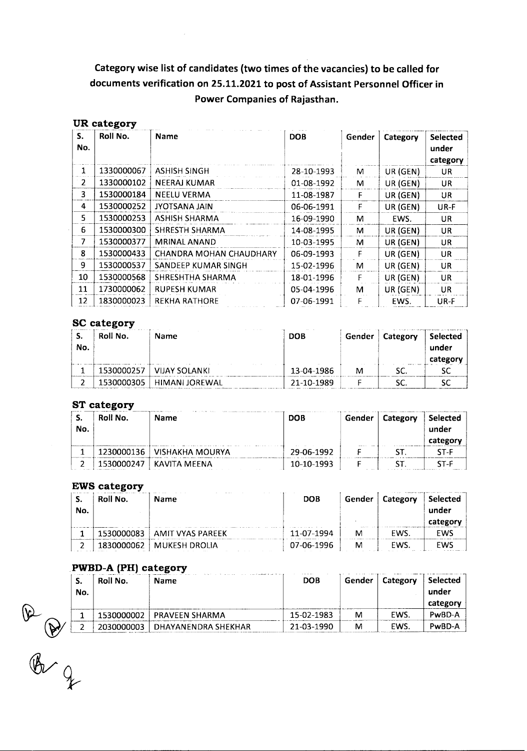**Category wise list of candidates (two times of the vacancies) to be called for documents verification on 25.11.2021 to post of Assistant Personnel Officer in Power Companies of Rajasthan.**

### UR category

| S. No. | Roll No. | Name | DOB | Gender | Category | Selected under category |
|---|---|---|---|---|---|---|
| 1 | 1330000067 | ASHISH SINGH | 28-10-1993 | M | UR (GEN) | UR |
| 2 | 1330000102 | NEERAJ KUMAR | 01-08-1992 | M | UR (GEN) | UR |
| 3 | 1530000184 | NEELU VERMA | 11-08-1987 | F | UR (GEN) | UR |
| 4 | 1530000252 | JYOTSANA JAIN | 06-06-1991 | F | UR (GEN) | UR-F |
| 5 | 1530000253 | ASHISH SHARMA | 16-09-1990 | M | EWS. | UR |
| 6 | 1530000300 | SHRESTH SHARMA | 14-08-1995 | M | UR (GEN) | UR |
| 7 | 1530000377 | MRINAL ANAND | 10-03-1995 | M | UR (GEN) | UR |
| 8 | 1530000433 | CHANDRA MOHAN CHAUDHARY | 06-09-1993 | F | UR (GEN) | UR |
| 9 | 1530000537 | SANDEEP KUMAR SINGH | 15-02-1996 | M | UR (GEN) | UR |
| 10 | 1530000568 | SHRESHTHA SHARMA | 18-01-1996 | F | UR (GEN) | UR |
| 11 | 1730000062 | RUPESH KUMAR | 05-04-1996 | M | UR (GEN) | UR |
| 12 | 1830000023 | REKHA RATHORE | 07-06-1991 | F | EWS. | UR-F |

### SC category

| S. No. | Roll No. | Name | DOB | Gender | Category | Selected under category |
|---|---|---|---|---|---|---|
| 1 | 1530000257 | VIJAY SOLANKI | 13-04-1986 | M | SC. | SC |
| 2 | 1530000305 | HIMANI JOREWAL | 21-10-1989 | F | SC. | SC |

### ST category

| S. No. | Roll No. | Name | DOB | Gender | Category | Selected under category |
|---|---|---|---|---|---|---|
| 1 | 1230000136 | VISHAKHA MOURYA | 29-06-1992 | F | ST. | ST-F |
| 2 | 1530000247 | KAVITA MEENA | 10-10-1993 | F | ST. | ST-F |

### EWS category

| S. No. | Roll No. | Name | DOB | Gender | Category | Selected under category |
|---|---|---|---|---|---|---|
| 1 | 1530000083 | AMIT VYAS PAREEK | 11-07-1994 | M | EWS. | EWS |
| 2 | 1830000062 | MUKESH DROLIA | 07-06-1996 | M | EWS. | EWS |

### PWBD-A (PH) category

| S. No. | Roll No. | Name | DOB | Gender | Category | Selected under category |
|---|---|---|---|---|---|---|
| 1 | 1530000002 | PRAVEEN SHARMA | 15-02-1983 | M | EWS. | PwBD-A |
| 2 | 2030000003 | DHAYANENDRA SHEKHAR | 21-03-1990 | M | EWS. | PwBD-A |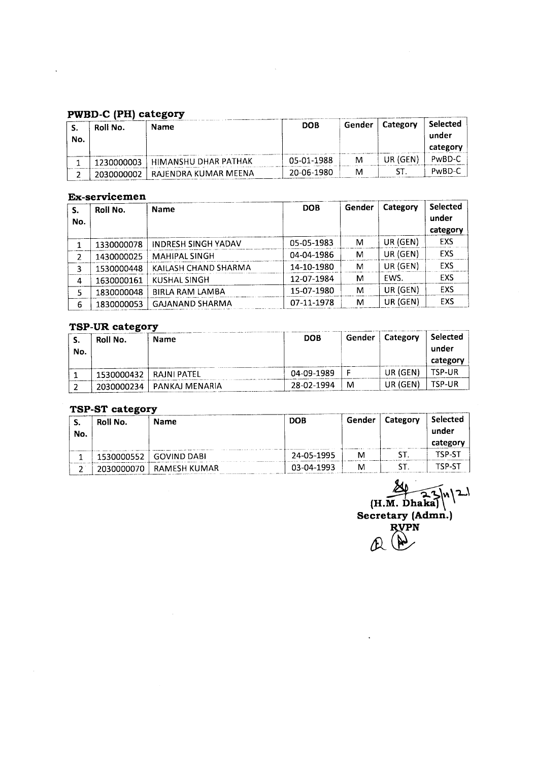**PWBD-C (PH) category**

| S. No. | Roll No. | Name | DOB | Gender | Category | Selected under category |
|---|---|---|---|---|---|---|
| 1 | 1230000003 | HIMANSHU DHAR PATHAK | 05-01-1988 | M | UR (GEN) | PwBD-C |
| 2 | 2030000002 | RAJENDRA KUMAR MEENA | 20-06-1980 | M | ST. | PwBD-C |

**Ex-servicemen**

| S. No. | Roll No. | Name | DOB | Gender | Category | Selected under category |
|---|---|---|---|---|---|---|
| 1 | 1330000078 | INDRESH SINGH YADAV | 05-05-1983 | M | UR (GEN) | EXS |
| 2 | 1430000025 | MAHIPAL SINGH | 04-04-1986 | M | UR (GEN) | EXS |
| 3 | 1530000448 | KAILASH CHAND SHARMA | 14-10-1980 | M | UR (GEN) | EXS |
| 4 | 1630000161 | KUSHAL SINGH | 12-07-1984 | M | EWS. | EXS |
| 5 | 1830000048 | BIRLA RAM LAMBA | 15-07-1980 | M | UR (GEN) | EXS |
| 6 | 1830000053 | GAJANAND SHARMA | 07-11-1978 | M | UR (GEN) | EXS |

**TSP-UR category**

| S. No. | Roll No. | Name | DOB | Gender | Category | Selected under category |
|---|---|---|---|---|---|---|
| 1 | 1530000432 | RAJNI PATEL | 04-09-1989 | F | UR (GEN) | TSP-UR |
| 2 | 2030000234 | PANKAJ MENARIA | 28-02-1994 | M | UR (GEN) | TSP-UR |

**TSP-ST category**

| S. No. | Roll No. | Name | DOB | Gender | Category | Selected under category |
|---|---|---|---|---|---|---|
| 1 | 1530000552 | GOVIND DABI | 24-05-1995 | M | ST. | TSP-ST |
| 2 | 2030000070 | RAMESH KUMAR | 03-04-1993 | M | ST. | TSP-ST |

23/11/21

**(H.M. Dhaka)**
**Secretary (Admn.)**
**RVPN**